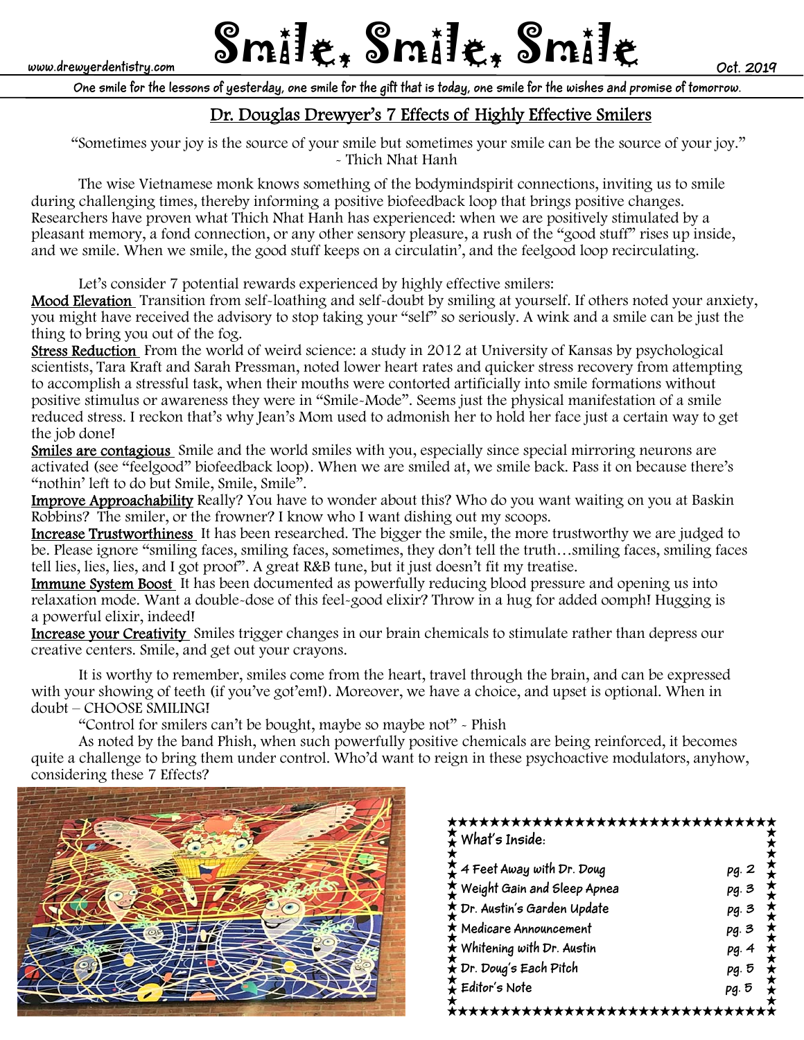www.drewyerdentistry.com

# Smile, Smile, Smile

Oct. 2019

**One smile for the lessons of yesterday, one smile for the gift that is today, one smile for the wishes and promise of tomorrow.**

## Dr. Douglas Drewyer's 7 Effects of Highly Effective Smilers

"Sometimes your joy is the source of your smile but sometimes your smile can be the source of your joy."
- Thich Nhat Hanh

The wise Vietnamese monk knows something of the bodymindspirit connections, inviting us to smile during challenging times, thereby informing a positive biofeedback loop that brings positive changes. Researchers have proven what Thich Nhat Hanh has experienced: when we are positively stimulated by a pleasant memory, a fond connection, or any other sensory pleasure, a rush of the "good stuff" rises up inside, and we smile. When we smile, the good stuff keeps on a circulatin', and the feelgood loop recirculating.

Let's consider 7 potential rewards experienced by highly effective smilers:

**Mood Elevation** Transition from self-loathing and self-doubt by smiling at yourself. If others noted your anxiety, you might have received the advisory to stop taking your "self" so seriously. A wink and a smile can be just the thing to bring you out of the fog.

**Stress Reduction** From the world of weird science: a study in 2012 at University of Kansas by psychological scientists, Tara Kraft and Sarah Pressman, noted lower heart rates and quicker stress recovery from attempting to accomplish a stressful task, when their mouths were contorted artificially into smile formations without positive stimulus or awareness they were in "Smile-Mode". Seems just the physical manifestation of a smile reduced stress. I reckon that's why Jean's Mom used to admonish her to hold her face just a certain way to get the job done!

**Smiles are contagious** Smile and the world smiles with you, especially since special mirroring neurons are activated (see "feelgood" biofeedback loop). When we are smiled at, we smile back. Pass it on because there's "nothin' left to do but Smile, Smile, Smile".

**Improve Approachability** Really? You have to wonder about this? Who do you want waiting on you at Baskin Robbins? The smiler, or the frowner? I know who I want dishing out my scoops.

**Increase Trustworthiness** It has been researched. The bigger the smile, the more trustworthy we are judged to be. Please ignore "smiling faces, smiling faces, sometimes, they don't tell the truth…smiling faces, smiling faces tell lies, lies, lies, and I got proof". A great R&B tune, but it just doesn't fit my treatise.

**Immune System Boost** It has been documented as powerfully reducing blood pressure and opening us into relaxation mode. Want a double-dose of this feel-good elixir? Throw in a hug for added oomph! Hugging is a powerful elixir, indeed!

**Increase your Creativity** Smiles trigger changes in our brain chemicals to stimulate rather than depress our creative centers. Smile, and get out your crayons.

It is worthy to remember, smiles come from the heart, travel through the brain, and can be expressed with your showing of teeth (if you've got'em!). Moreover, we have a choice, and upset is optional. When in doubt – CHOOSE SMILING!

"Control for smilers can't be bought, maybe so maybe not" - Phish

As noted by the band Phish, when such powerfully positive chemicals are being reinforced, it becomes quite a challenge to bring them under control. Who'd want to reign in these psychoactive modulators, anyhow, considering these 7 Effects?

**What's Inside:**

| | |
|---|---|
| 4 Feet Away with Dr. Doug | pg. 2 |
| Weight Gain and Sleep Apnea | pg. 3 |
| Dr. Austin's Garden Update | pg. 3 |
| Medicare Announcement | pg. 3 |
| Whitening with Dr. Austin | pg. 4 |
| Dr. Doug's Each Pitch | pg. 5 |
| Editor's Note | pg. 5 |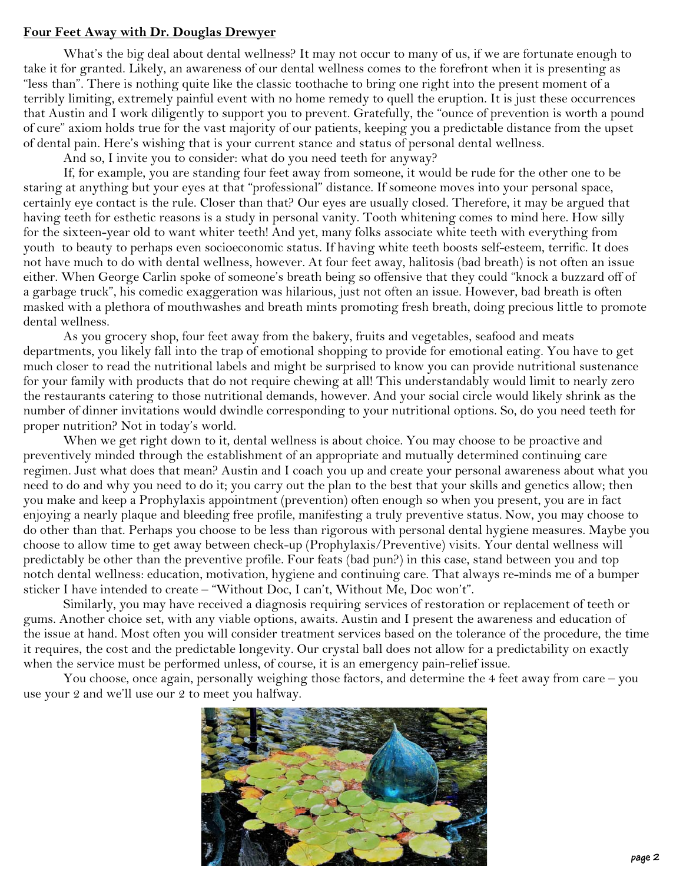**Four Feet Away with Dr. Douglas Drewyer**

What's the big deal about dental wellness? It may not occur to many of us, if we are fortunate enough to take it for granted. Likely, an awareness of our dental wellness comes to the forefront when it is presenting as "less than". There is nothing quite like the classic toothache to bring one right into the present moment of a terribly limiting, extremely painful event with no home remedy to quell the eruption. It is just these occurrences that Austin and I work diligently to support you to prevent. Gratefully, the "ounce of prevention is worth a pound of cure" axiom holds true for the vast majority of our patients, keeping you a predictable distance from the upset of dental pain. Here's wishing that is your current stance and status of personal dental wellness.

And so, I invite you to consider: what do you need teeth for anyway?

If, for example, you are standing four feet away from someone, it would be rude for the other one to be staring at anything but your eyes at that "professional" distance. If someone moves into your personal space, certainly eye contact is the rule. Closer than that? Our eyes are usually closed. Therefore, it may be argued that having teeth for esthetic reasons is a study in personal vanity. Tooth whitening comes to mind here. How silly for the sixteen-year old to want whiter teeth! And yet, many folks associate white teeth with everything from youth to beauty to perhaps even socioeconomic status. If having white teeth boosts self-esteem, terrific. It does not have much to do with dental wellness, however. At four feet away, halitosis (bad breath) is not often an issue either. When George Carlin spoke of someone's breath being so offensive that they could "knock a buzzard off of a garbage truck", his comedic exaggeration was hilarious, just not often an issue. However, bad breath is often masked with a plethora of mouthwashes and breath mints promoting fresh breath, doing precious little to promote dental wellness.

As you grocery shop, four feet away from the bakery, fruits and vegetables, seafood and meats departments, you likely fall into the trap of emotional shopping to provide for emotional eating. You have to get much closer to read the nutritional labels and might be surprised to know you can provide nutritional sustenance for your family with products that do not require chewing at all! This understandably would limit to nearly zero the restaurants catering to those nutritional demands, however. And your social circle would likely shrink as the number of dinner invitations would dwindle corresponding to your nutritional options. So, do you need teeth for proper nutrition? Not in today's world.

When we get right down to it, dental wellness is about choice. You may choose to be proactive and preventively minded through the establishment of an appropriate and mutually determined continuing care regimen. Just what does that mean? Austin and I coach you up and create your personal awareness about what you need to do and why you need to do it; you carry out the plan to the best that your skills and genetics allow; then you make and keep a Prophylaxis appointment (prevention) often enough so when you present, you are in fact enjoying a nearly plaque and bleeding free profile, manifesting a truly preventive status. Now, you may choose to do other than that. Perhaps you choose to be less than rigorous with personal dental hygiene measures. Maybe you choose to allow time to get away between check-up (Prophylaxis/Preventive) visits. Your dental wellness will predictably be other than the preventive profile. Four feats (bad pun?) in this case, stand between you and top notch dental wellness: education, motivation, hygiene and continuing care. That always re-minds me of a bumper sticker I have intended to create – "Without Doc, I can't, Without Me, Doc won't".

Similarly, you may have received a diagnosis requiring services of restoration or replacement of teeth or gums. Another choice set, with any viable options, awaits. Austin and I present the awareness and education of the issue at hand. Most often you will consider treatment services based on the tolerance of the procedure, the time it requires, the cost and the predictable longevity. Our crystal ball does not allow for a predictability on exactly when the service must be performed unless, of course, it is an emergency pain-relief issue.

You choose, once again, personally weighing those factors, and determine the 4 feet away from care – you use your 2 and we'll use our 2 to meet you halfway.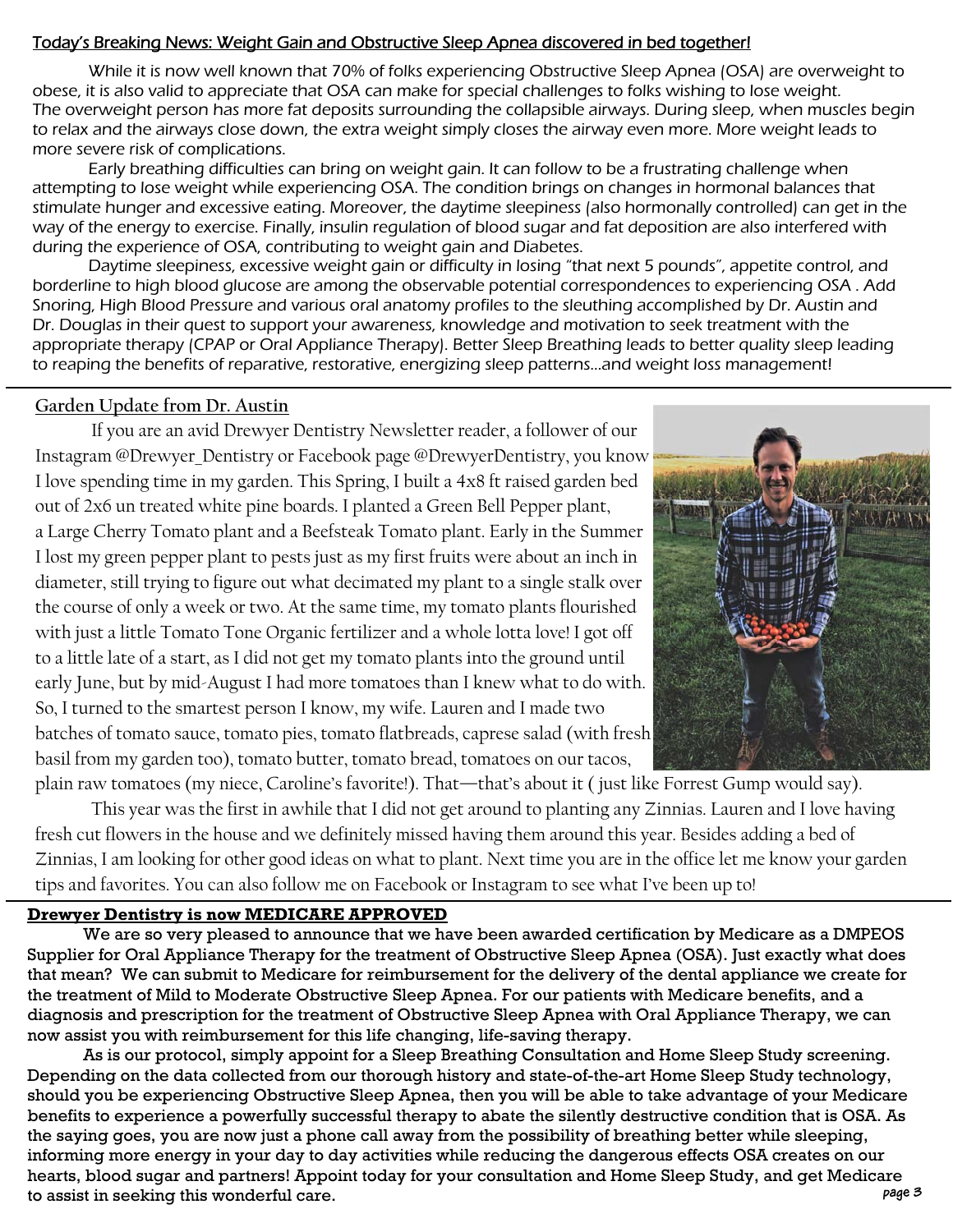## Today's Breaking News: Weight Gain and Obstructive Sleep Apnea discovered in bed together!

While it is now well known that 70% of folks experiencing Obstructive Sleep Apnea (OSA) are overweight to obese, it is also valid to appreciate that OSA can make for special challenges to folks wishing to lose weight. The overweight person has more fat deposits surrounding the collapsible airways. During sleep, when muscles begin to relax and the airways close down, the extra weight simply closes the airway even more. More weight leads to more severe risk of complications.

Early breathing difficulties can bring on weight gain. It can follow to be a frustrating challenge when attempting to lose weight while experiencing OSA. The condition brings on changes in hormonal balances that stimulate hunger and excessive eating. Moreover, the daytime sleepiness (also hormonally controlled) can get in the way of the energy to exercise. Finally, insulin regulation of blood sugar and fat deposition are also interfered with during the experience of OSA, contributing to weight gain and Diabetes.

Daytime sleepiness, excessive weight gain or difficulty in losing "that next 5 pounds", appetite control, and borderline to high blood glucose are among the observable potential correspondences to experiencing OSA . Add Snoring, High Blood Pressure and various oral anatomy profiles to the sleuthing accomplished by Dr. Austin and Dr. Douglas in their quest to support your awareness, knowledge and motivation to seek treatment with the appropriate therapy (CPAP or Oral Appliance Therapy). Better Sleep Breathing leads to better quality sleep leading to reaping the benefits of reparative, restorative, energizing sleep patterns…and weight loss management!

## Garden Update from Dr. Austin

If you are an avid Drewyer Dentistry Newsletter reader, a follower of our Instagram @Drewyer_Dentistry or Facebook page @DrewyerDentistry, you know I love spending time in my garden. This Spring, I built a 4x8 ft raised garden bed out of 2x6 un treated white pine boards. I planted a Green Bell Pepper plant, a Large Cherry Tomato plant and a Beefsteak Tomato plant. Early in the Summer I lost my green pepper plant to pests just as my first fruits were about an inch in diameter, still trying to figure out what decimated my plant to a single stalk over the course of only a week or two. At the same time, my tomato plants flourished with just a little Tomato Tone Organic fertilizer and a whole lotta love! I got off to a little late of a start, as I did not get my tomato plants into the ground until early June, but by mid-August I had more tomatoes than I knew what to do with. So, I turned to the smartest person I know, my wife. Lauren and I made two batches of tomato sauce, tomato pies, tomato flatbreads, caprese salad (with fresh basil from my garden too), tomato butter, tomato bread, tomatoes on our tacos, plain raw tomatoes (my niece, Caroline's favorite!). That—that's about it ( just like Forrest Gump would say).

This year was the first in awhile that I did not get around to planting any Zinnias. Lauren and I love having fresh cut flowers in the house and we definitely missed having them around this year. Besides adding a bed of Zinnias, I am looking for other good ideas on what to plant. Next time you are in the office let me know your garden tips and favorites. You can also follow me on Facebook or Instagram to see what I've been up to!

## Drewyer Dentistry is now MEDICARE APPROVED

We are so very pleased to announce that we have been awarded certification by Medicare as a DMPEOS Supplier for Oral Appliance Therapy for the treatment of Obstructive Sleep Apnea (OSA). Just exactly what does that mean? We can submit to Medicare for reimbursement for the delivery of the dental appliance we create for the treatment of Mild to Moderate Obstructive Sleep Apnea. For our patients with Medicare benefits, and a diagnosis and prescription for the treatment of Obstructive Sleep Apnea with Oral Appliance Therapy, we can now assist you with reimbursement for this life changing, life-saving therapy.

As is our protocol, simply appoint for a Sleep Breathing Consultation and Home Sleep Study screening. Depending on the data collected from our thorough history and state-of-the-art Home Sleep Study technology, should you be experiencing Obstructive Sleep Apnea, then you will be able to take advantage of your Medicare benefits to experience a powerfully successful therapy to abate the silently destructive condition that is OSA. As the saying goes, you are now just a phone call away from the possibility of breathing better while sleeping, informing more energy in your day to day activities while reducing the dangerous effects OSA creates on our hearts, blood sugar and partners! Appoint today for your consultation and Home Sleep Study, and get Medicare to assist in seeking this wonderful care.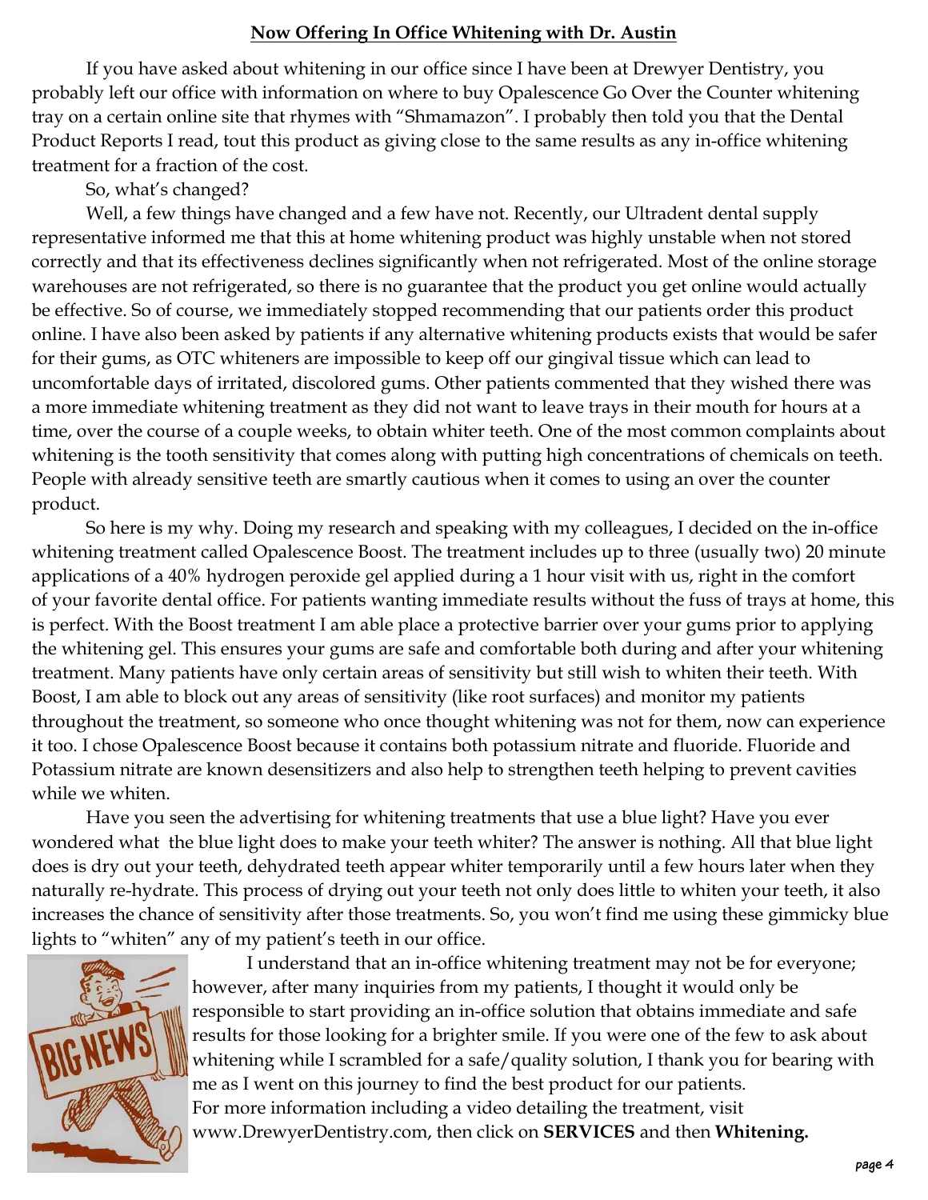## **Now Offering In Office Whitening with Dr. Austin**

If you have asked about whitening in our office since I have been at Drewyer Dentistry, you probably left our office with information on where to buy Opalescence Go Over the Counter whitening tray on a certain online site that rhymes with "Shmamazon". I probably then told you that the Dental Product Reports I read, tout this product as giving close to the same results as any in-office whitening treatment for a fraction of the cost.

So, what's changed?

Well, a few things have changed and a few have not. Recently, our Ultradent dental supply representative informed me that this at home whitening product was highly unstable when not stored correctly and that its effectiveness declines significantly when not refrigerated. Most of the online storage warehouses are not refrigerated, so there is no guarantee that the product you get online would actually be effective. So of course, we immediately stopped recommending that our patients order this product online. I have also been asked by patients if any alternative whitening products exists that would be safer for their gums, as OTC whiteners are impossible to keep off our gingival tissue which can lead to uncomfortable days of irritated, discolored gums. Other patients commented that they wished there was a more immediate whitening treatment as they did not want to leave trays in their mouth for hours at a time, over the course of a couple weeks, to obtain whiter teeth. One of the most common complaints about whitening is the tooth sensitivity that comes along with putting high concentrations of chemicals on teeth. People with already sensitive teeth are smartly cautious when it comes to using an over the counter product.

So here is my why. Doing my research and speaking with my colleagues, I decided on the in-office whitening treatment called Opalescence Boost. The treatment includes up to three (usually two) 20 minute applications of a 40% hydrogen peroxide gel applied during a 1 hour visit with us, right in the comfort of your favorite dental office. For patients wanting immediate results without the fuss of trays at home, this is perfect. With the Boost treatment I am able place a protective barrier over your gums prior to applying the whitening gel. This ensures your gums are safe and comfortable both during and after your whitening treatment. Many patients have only certain areas of sensitivity but still wish to whiten their teeth. With Boost, I am able to block out any areas of sensitivity (like root surfaces) and monitor my patients throughout the treatment, so someone who once thought whitening was not for them, now can experience it too. I chose Opalescence Boost because it contains both potassium nitrate and fluoride. Fluoride and Potassium nitrate are known desensitizers and also help to strengthen teeth helping to prevent cavities while we whiten.

Have you seen the advertising for whitening treatments that use a blue light? Have you ever wondered what the blue light does to make your teeth whiter? The answer is nothing. All that blue light does is dry out your teeth, dehydrated teeth appear whiter temporarily until a few hours later when they naturally re-hydrate. This process of drying out your teeth not only does little to whiten your teeth, it also increases the chance of sensitivity after those treatments. So, you won't find me using these gimmicky blue lights to "whiten" any of my patient's teeth in our office.

I understand that an in-office whitening treatment may not be for everyone; however, after many inquiries from my patients, I thought it would only be responsible to start providing an in-office solution that obtains immediate and safe results for those looking for a brighter smile. If you were one of the few to ask about whitening while I scrambled for a safe/quality solution, I thank you for bearing with me as I went on this journey to find the best product for our patients. For more information including a video detailing the treatment, visit www.DrewyerDentistry.com, then click on **SERVICES** and then **Whitening.**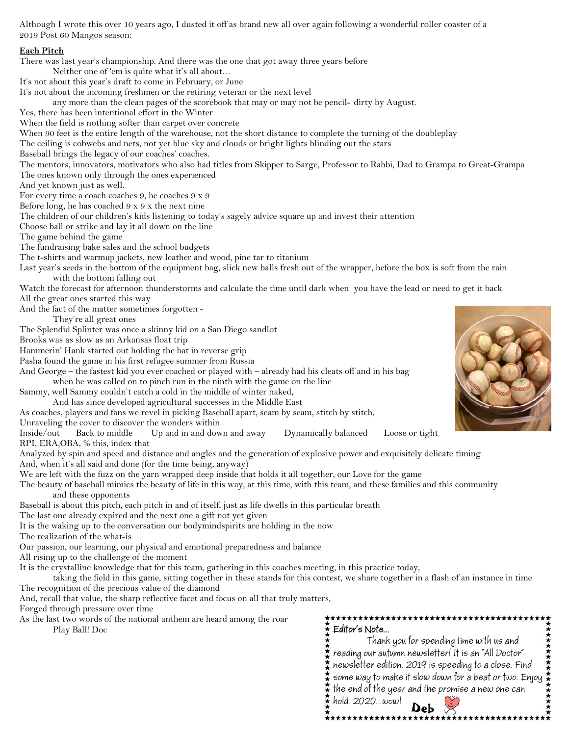Although I wrote this over 10 years ago, I dusted it off as brand new all over again following a wonderful roller coaster of a 2019 Post 60 Mangos season:

**Each Pitch**

There was last year's championship. And there was the one that got away three years before
Neither one of 'em is quite what it's all about…
It's not about this year's draft to come in February, or June
It's not about the incoming freshmen or the retiring veteran or the next level
any more than the clean pages of the scorebook that may or may not be pencil- dirty by August.
Yes, there has been intentional effort in the Winter
When the field is nothing softer than carpet over concrete
When 90 feet is the entire length of the warehouse, not the short distance to complete the turning of the doubleplay
The ceiling is cobwebs and nets, not yet blue sky and clouds or bright lights blinding out the stars
Baseball brings the legacy of our coaches' coaches.
The mentors, innovators, motivators who also had titles from Skipper to Sarge, Professor to Rabbi, Dad to Grampa to Great-Grampa
The ones known only through the ones experienced
And yet known just as well.
For every time a coach coaches 9, he coaches 9 x 9
Before long, he has coached 9 x 9 x the next nine
The children of our children's kids listening to today's sagely advice square up and invest their attention
Choose ball or strike and lay it all down on the line
The game behind the game
The fundraising bake sales and the school budgets
The t-shirts and warmup jackets, new leather and wood, pine tar to titanium
Last year's seeds in the bottom of the equipment bag, slick new balls fresh out of the wrapper, before the box is soft from the rain with the bottom falling out
Watch the forecast for afternoon thunderstorms and calculate the time until dark when you have the lead or need to get it back
All the great ones started this way
And the fact of the matter sometimes forgotten -
They're all great ones
The Splendid Splinter was once a skinny kid on a San Diego sandlot
Brooks was as slow as an Arkansas float trip
Hammerin' Hank started out holding the bat in reverse grip
Pasha found the game in his first refugee summer from Russia
And George – the fastest kid you ever coached or played with – already had his cleats off and in his bag
when he was called on to pinch run in the ninth with the game on the line
Sammy, well Sammy couldn't catch a cold in the middle of winter naked,
And has since developed agricultural successes in the Middle East
As coaches, players and fans we revel in picking Baseball apart, seam by seam, stitch by stitch,
Unraveling the cover to discover the wonders within
Inside/out Back to middle Up and in and down and away Dynamically balanced Loose or tight
RPI, ERA,OBA, % this, index that
Analyzed by spin and speed and distance and angles and the generation of explosive power and exquisitely delicate timing
And, when it's all said and done (for the time being, anyway)
We are left with the fuzz on the yarn wrapped deep inside that holds it all together, our Love for the game
The beauty of baseball mimics the beauty of life in this way, at this time, with this team, and these families and this community
and these opponents
Baseball is about this pitch, each pitch in and of itself, just as life dwells in this particular breath
The last one already expired and the next one a gift not yet given
It is the waking up to the conversation our bodymindspirits are holding in the now
The realization of the what-is
Our passion, our learning, our physical and emotional preparedness and balance
All rising up to the challenge of the moment
It is the crystalline knowledge that for this team, gathering in this coaches meeting, in this practice today,
taking the field in this game, sitting together in these stands for this contest, we share together in a flash of an instance in time
The recognition of the precious value of the diamond
And, recall that value, the sharp reflective facet and focus on all that truly matters,
Forged through pressure over time
As the last two words of the national anthem are heard among the roar
Play Ball! Doc

**Editor's Note…**

Thank you for spending time with us and reading our autumn newsletter! It is an "All Doctor" newsletter edition. 2019 is speeding to a close. Find some way to make it slow down for a beat or two. Enjoy the end of the year and the promise a new one can hold. 2020…wow!

Deb